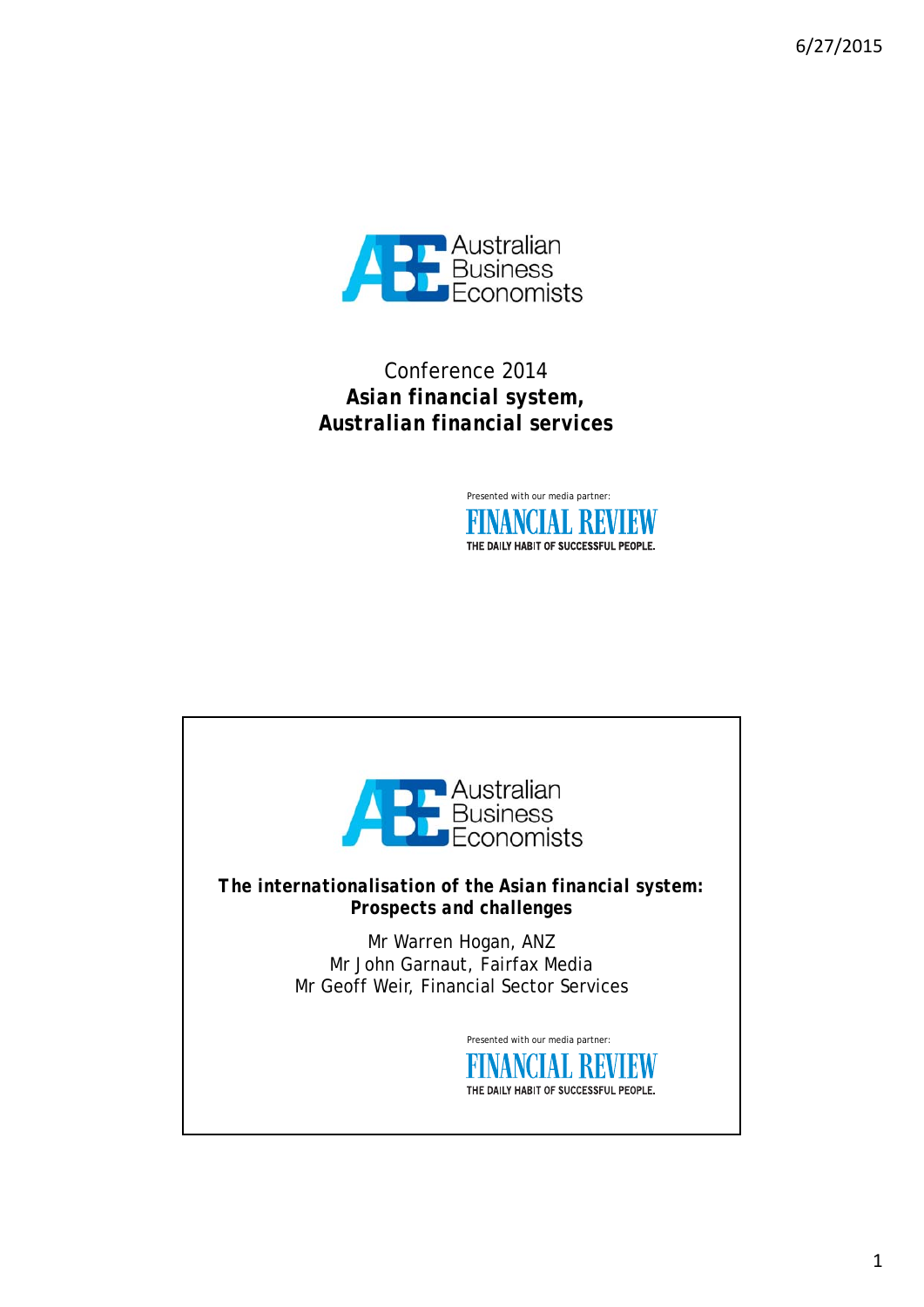Australian Business Economists

Conference 2014

**Asian financial system, Australian financial services**

Presented with our media partner:

FINANCIAL REVIEW

THE DAILY HABIT OF SUCCESSFUL PEOPLE.

---

Australian Business Economists

***The internationalisation of the Asian financial system: Prospects and challenges***

Mr Warren Hogan, ANZ
Mr John Garnaut, Fairfax Media
Mr Geoff Weir, Financial Sector Services

Presented with our media partner:

FINANCIAL REVIEW

THE DAILY HABIT OF SUCCESSFUL PEOPLE.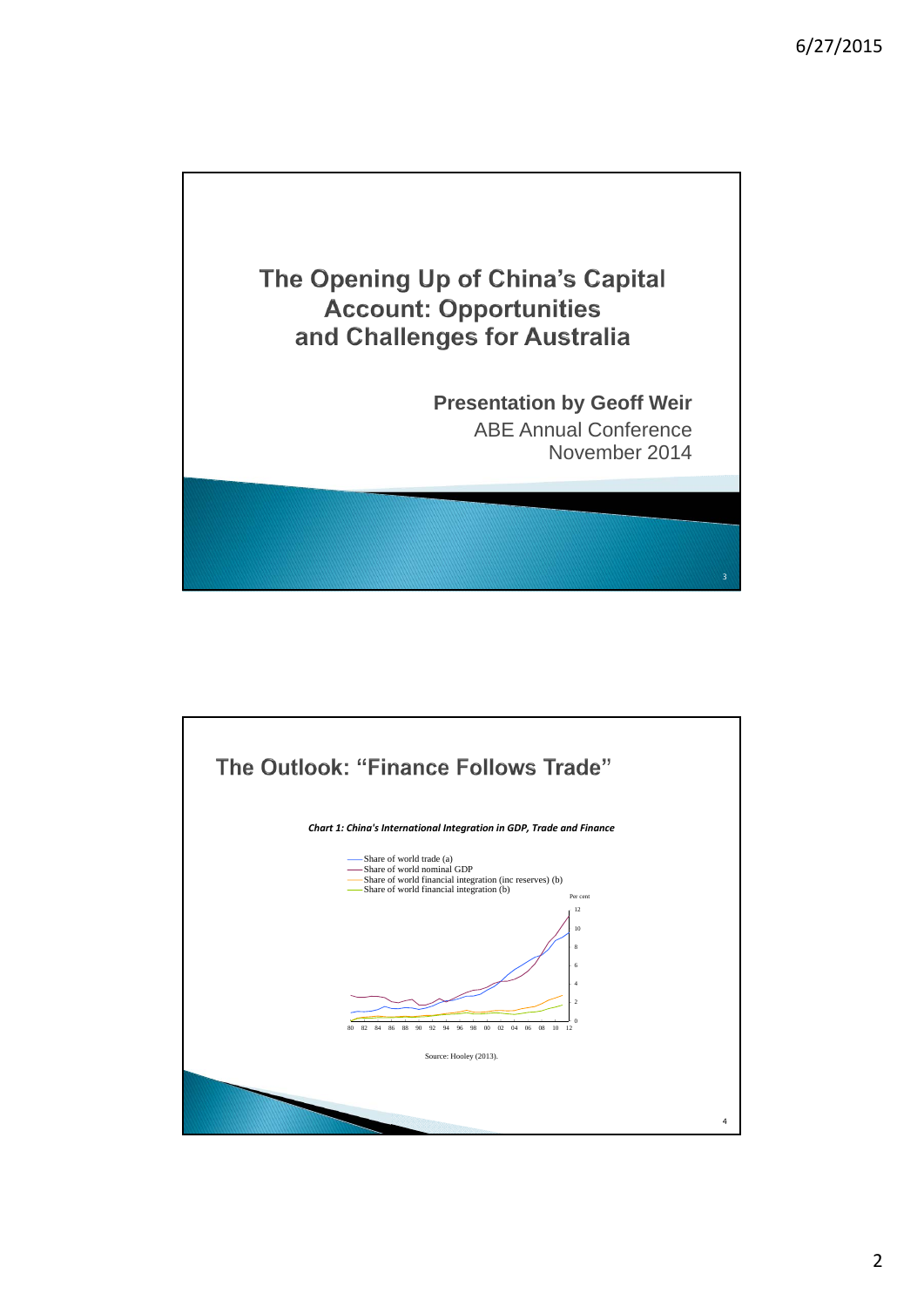# The Opening Up of China's Capital Account: Opportunities and Challenges for Australia

**Presentation by Geoff Weir**

ABE Annual Conference

November 2014

## The Outlook: "Finance Follows Trade"

***Chart 1: China's International Integration in GDP, Trade and Finance***

- Share of world trade (a)
- Share of world nominal GDP
- Share of world financial integration (inc reserves) (b)
- Share of world financial integration (b)

Per cent

Source: Hooley (2013).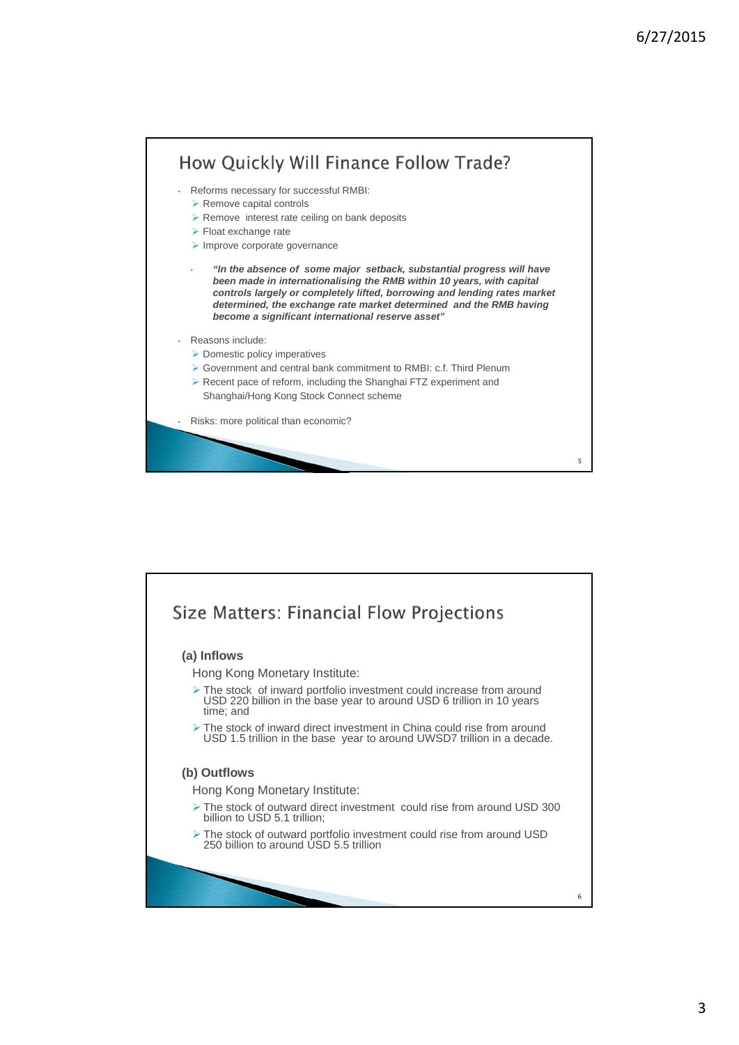## How Quickly Will Finance Follow Trade?

- Reforms necessary for successful RMBI:
  - Remove capital controls
  - Remove interest rate ceiling on bank deposits
  - Float exchange rate
  - Improve corporate governance

  - ***"In the absence of some major setback, substantial progress will have been made in internationalising the RMB within 10 years, with capital controls largely or completely lifted, borrowing and lending rates market determined, the exchange rate market determined and the RMB having become a significant international reserve asset"***

- Reasons include:
  - Domestic policy imperatives
  - Government and central bank commitment to RMBI: c.f. Third Plenum
  - Recent pace of reform, including the Shanghai FTZ experiment and Shanghai/Hong Kong Stock Connect scheme

- Risks: more political than economic?

## Size Matters: Financial Flow Projections

**(a) Inflows**

Hong Kong Monetary Institute:

- The stock of inward portfolio investment could increase from around USD 220 billion in the base year to around USD 6 trillion in 10 years time; and
- The stock of inward direct investment in China could rise from around USD 1.5 trillion in the base year to around UWSD7 trillion in a decade.

**(b) Outflows**

Hong Kong Monetary Institute:

- The stock of outward direct investment could rise from around USD 300 billion to USD 5.1 trillion;
- The stock of outward portfolio investment could rise from around USD 250 billion to around USD 5.5 trillion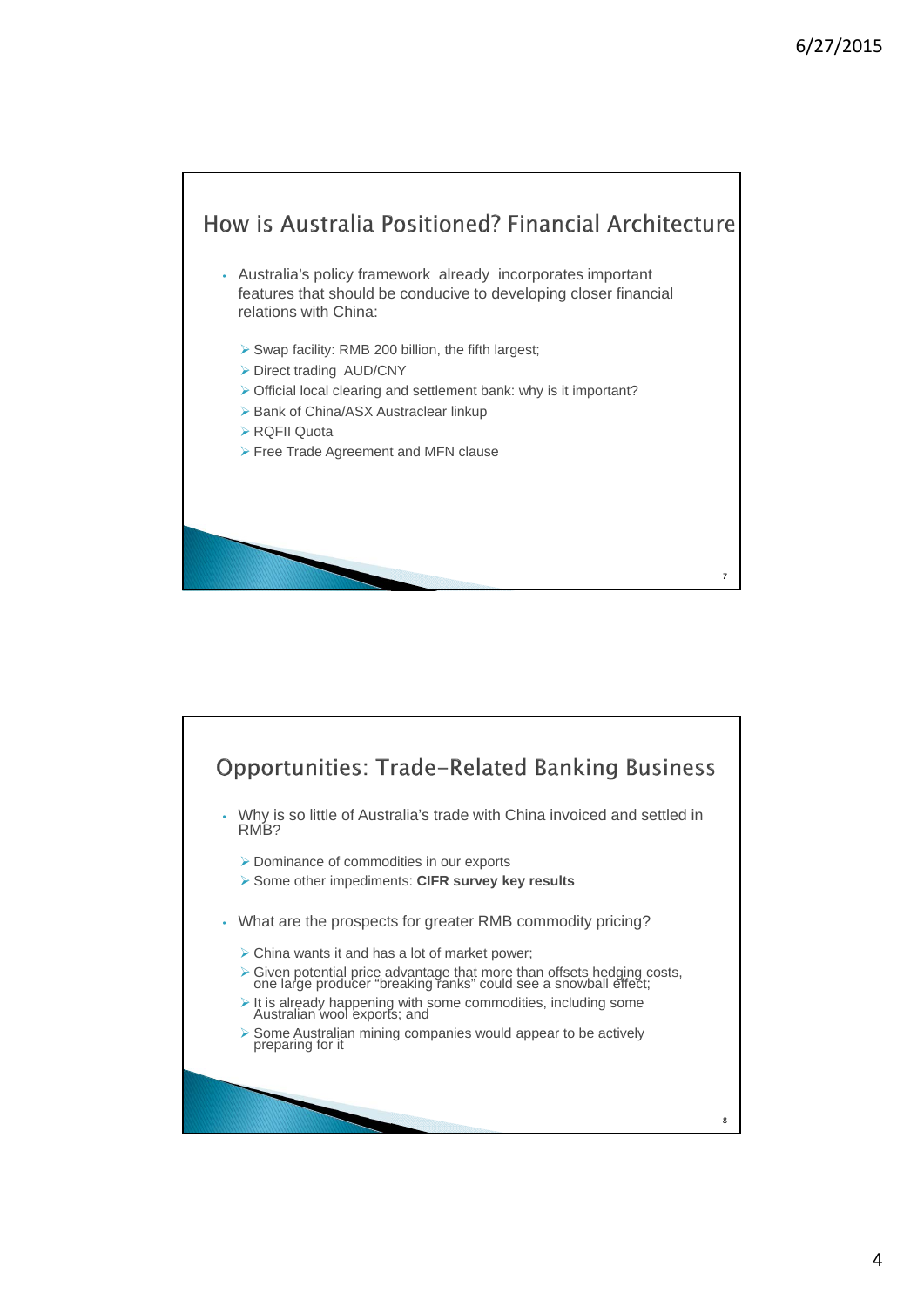## How is Australia Positioned? Financial Architecture

- Australia's policy framework already incorporates important features that should be conducive to developing closer financial relations with China:
  - Swap facility: RMB 200 billion, the fifth largest;
  - Direct trading AUD/CNY
  - Official local clearing and settlement bank: why is it important?
  - Bank of China/ASX Austraclear linkup
  - RQFII Quota
  - Free Trade Agreement and MFN clause

## Opportunities: Trade-Related Banking Business

- Why is so little of Australia's trade with China invoiced and settled in RMB?
  - Dominance of commodities in our exports
  - Some other impediments: **CIFR survey key results**
- What are the prospects for greater RMB commodity pricing?
  - China wants it and has a lot of market power;
  - Given potential price advantage that more than offsets hedging costs, one large producer "breaking ranks" could see a snowball effect;
  - It is already happening with some commodities, including some Australian wool exports; and
  - Some Australian mining companies would appear to be actively preparing for it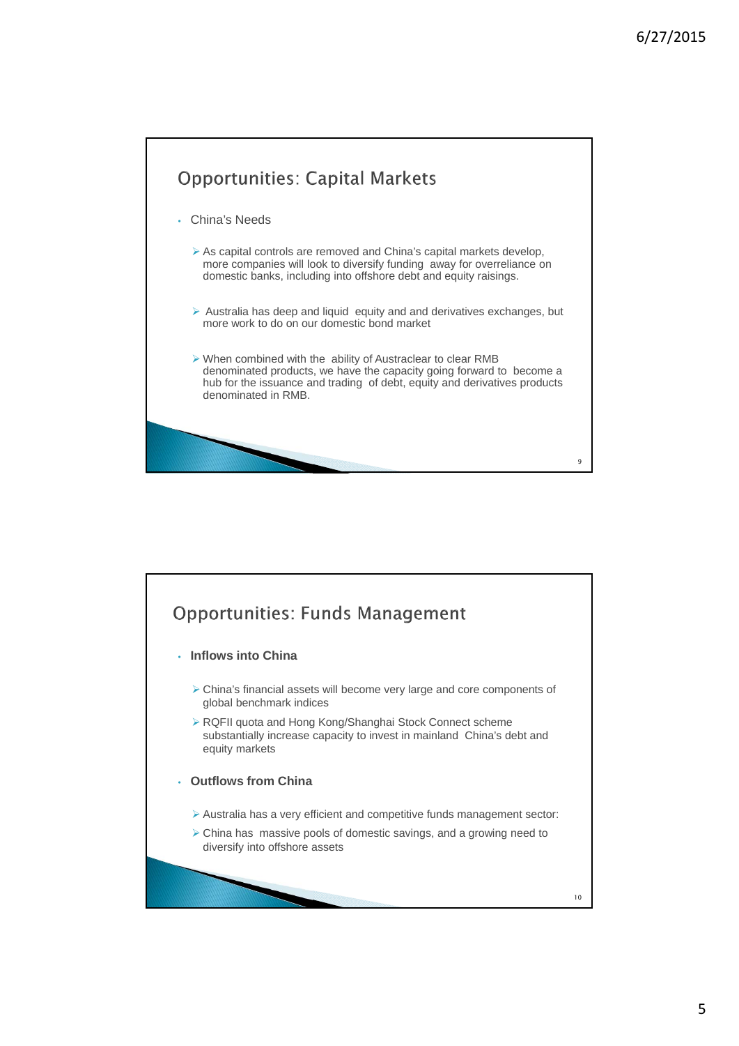## Opportunities: Capital Markets

- China's Needs
  - As capital controls are removed and China's capital markets develop, more companies will look to diversify funding away for overreliance on domestic banks, including into offshore debt and equity raisings.
  - Australia has deep and liquid equity and and derivatives exchanges, but more work to do on our domestic bond market
  - When combined with the ability of Austraclear to clear RMB denominated products, we have the capacity going forward to become a hub for the issuance and trading of debt, equity and derivatives products denominated in RMB.

## Opportunities: Funds Management

- **Inflows into China**
  - China's financial assets will become very large and core components of global benchmark indices
  - RQFII quota and Hong Kong/Shanghai Stock Connect scheme substantially increase capacity to invest in mainland China's debt and equity markets
- **Outflows from China**
  - Australia has a very efficient and competitive funds management sector:
  - China has massive pools of domestic savings, and a growing need to diversify into offshore assets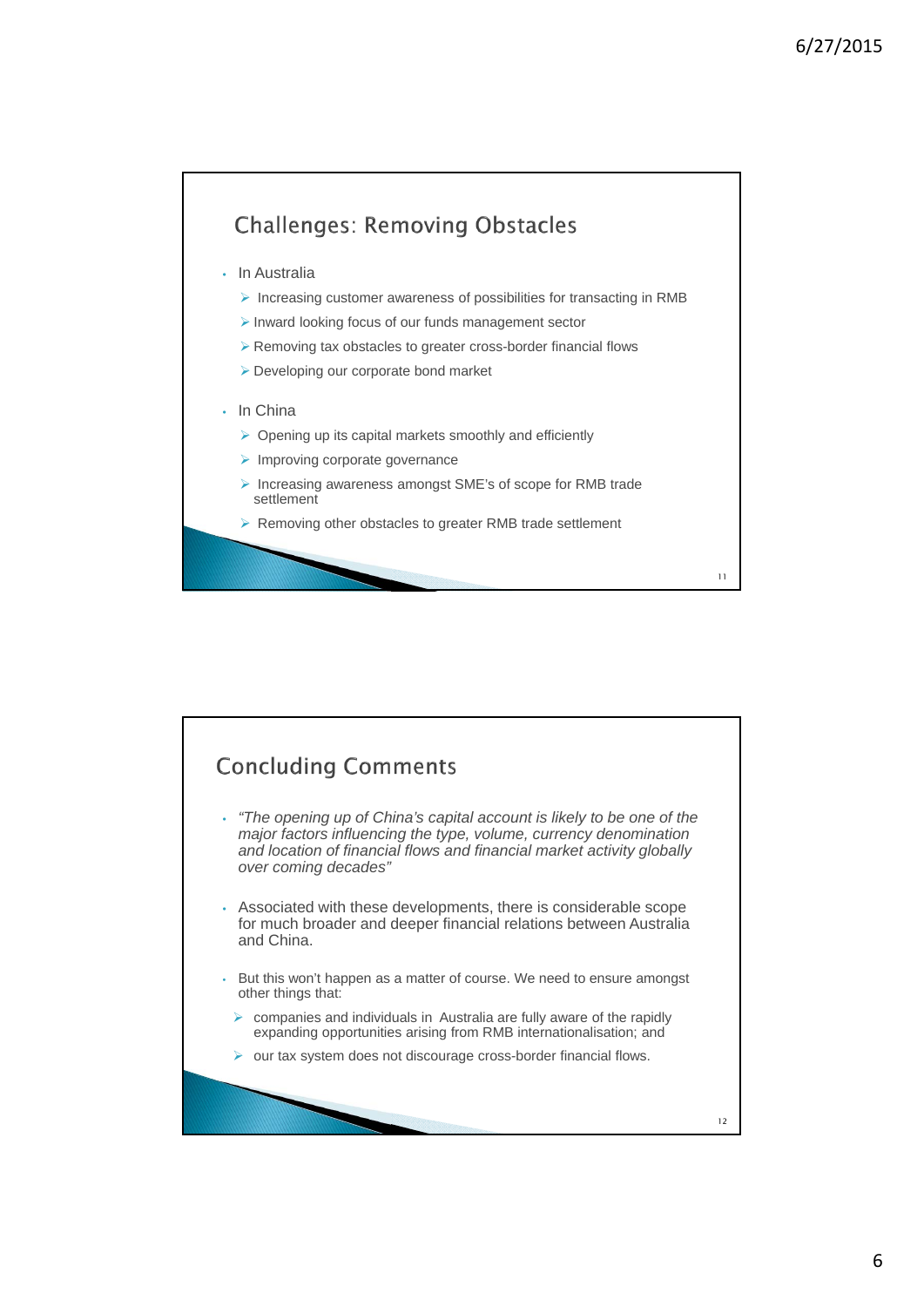## Challenges: Removing Obstacles

- In Australia
  - Increasing customer awareness of possibilities for transacting in RMB
  - Inward looking focus of our funds management sector
  - Removing tax obstacles to greater cross-border financial flows
  - Developing our corporate bond market
- In China
  - Opening up its capital markets smoothly and efficiently
  - Improving corporate governance
  - Increasing awareness amongst SME's of scope for RMB trade settlement
  - Removing other obstacles to greater RMB trade settlement

## Concluding Comments

- *"The opening up of China's capital account is likely to be one of the major factors influencing the type, volume, currency denomination and location of financial flows and financial market activity globally over coming decades"*
- Associated with these developments, there is considerable scope for much broader and deeper financial relations between Australia and China.
- But this won't happen as a matter of course. We need to ensure amongst other things that:
  - companies and individuals in Australia are fully aware of the rapidly expanding opportunities arising from RMB internationalisation; and
  - our tax system does not discourage cross-border financial flows.